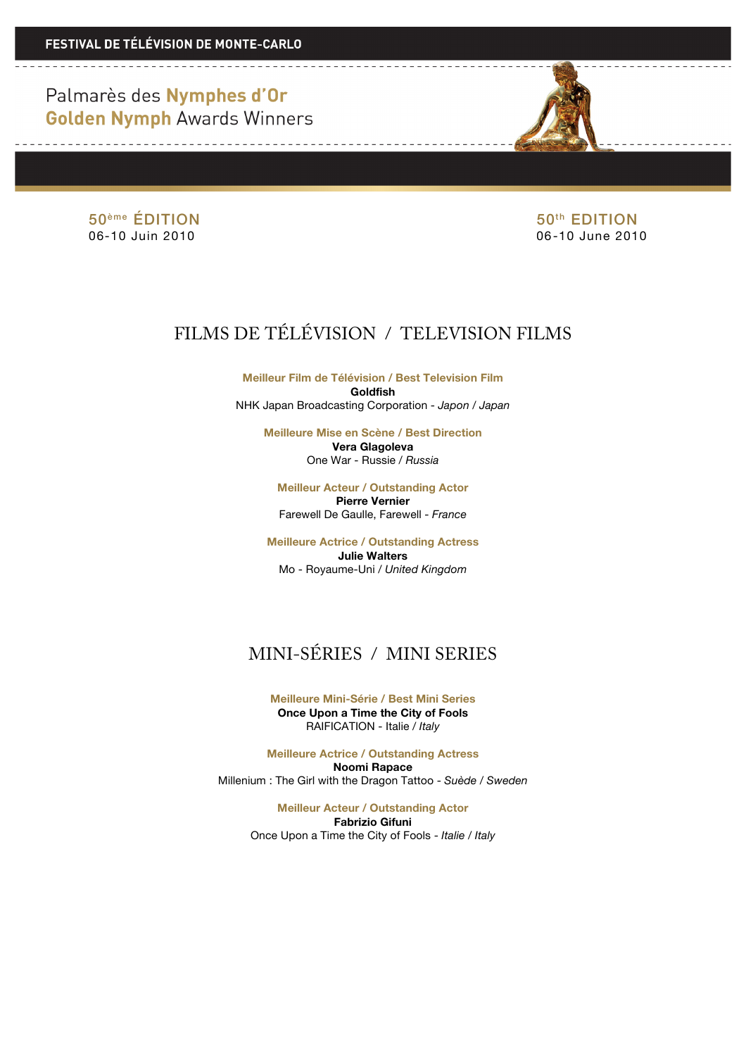FESTIVAL DE TÉLÉVISION DE MONTE-CARLO

# Palmarès des **Nymphes d'Or**
# **Golden Nymph** Awards Winners

50ème ÉDITION
06-10 Juin 2010

50th EDITION
06-10 June 2010

## FILMS DE TÉLÉVISION / TELEVISION FILMS

### Meilleur Film de Télévision / Best Television Film
**Goldfish**
NHK Japan Broadcasting Corporation - *Japon / Japan*

### Meilleure Mise en Scène / Best Direction
**Vera Glagoleva**
One War - Russie / *Russia*

### Meilleur Acteur / Outstanding Actor
**Pierre Vernier**
Farewell De Gaulle, Farewell - *France*

### Meilleure Actrice / Outstanding Actress
**Julie Walters**
Mo - Royaume-Uni / *United Kingdom*

## MINI-SÉRIES / MINI SERIES

### Meilleure Mini-Série / Best Mini Series
**Once Upon a Time the City of Fools**
RAIFICATION - Italie / *Italy*

### Meilleure Actrice / Outstanding Actress
**Noomi Rapace**
Millenium : The Girl with the Dragon Tattoo - *Suède / Sweden*

### Meilleur Acteur / Outstanding Actor
**Fabrizio Gifuni**
Once Upon a Time the City of Fools - *Italie / Italy*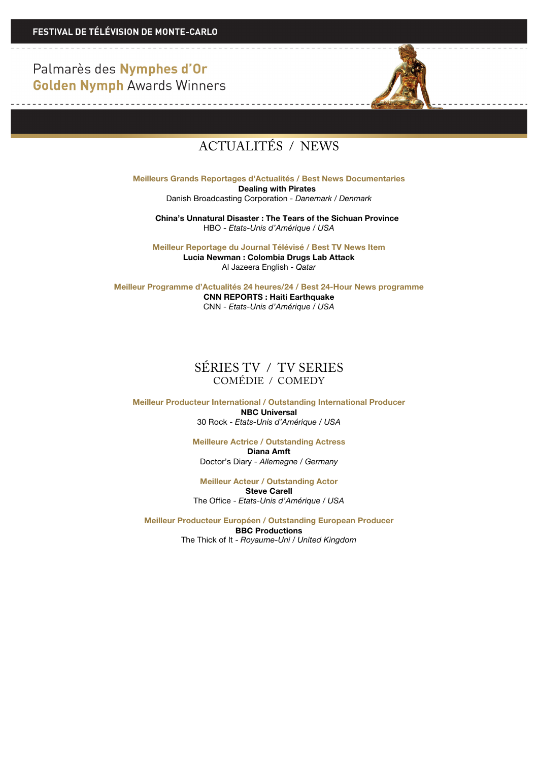# ACTUALITÉS / NEWS

**Meilleurs Grands Reportages d'Actualités / Best News Documentaries**

**Dealing with Pirates**
Danish Broadcasting Corporation - *Danemark* / *Denmark*

**China's Unnatural Disaster : The Tears of the Sichuan Province**
HBO - *Etats-Unis d'Amérique* / *USA*

**Meilleur Reportage du Journal Télévisé / Best TV News Item**

**Lucia Newman : Colombia Drugs Lab Attack**
Al Jazeera English - *Qatar*

**Meilleur Programme d'Actualités 24 heures/24 / Best 24-Hour News programme**

**CNN REPORTS : Haiti Earthquake**
CNN - *Etats-Unis d'Amérique* / *USA*

# SÉRIES TV / TV SERIES

## COMÉDIE / COMEDY

**Meilleur Producteur International / Outstanding International Producer**

**NBC Universal**
30 Rock - *Etats-Unis d'Amérique* / *USA*

**Meilleure Actrice / Outstanding Actress**

**Diana Amft**
Doctor's Diary - *Allemagne* / *Germany*

**Meilleur Acteur / Outstanding Actor**

**Steve Carell**
The Office - *Etats-Unis d'Amérique* / *USA*

**Meilleur Producteur Européen / Outstanding European Producer**

**BBC Productions**
The Thick of It - *Royaume-Uni* / *United Kingdom*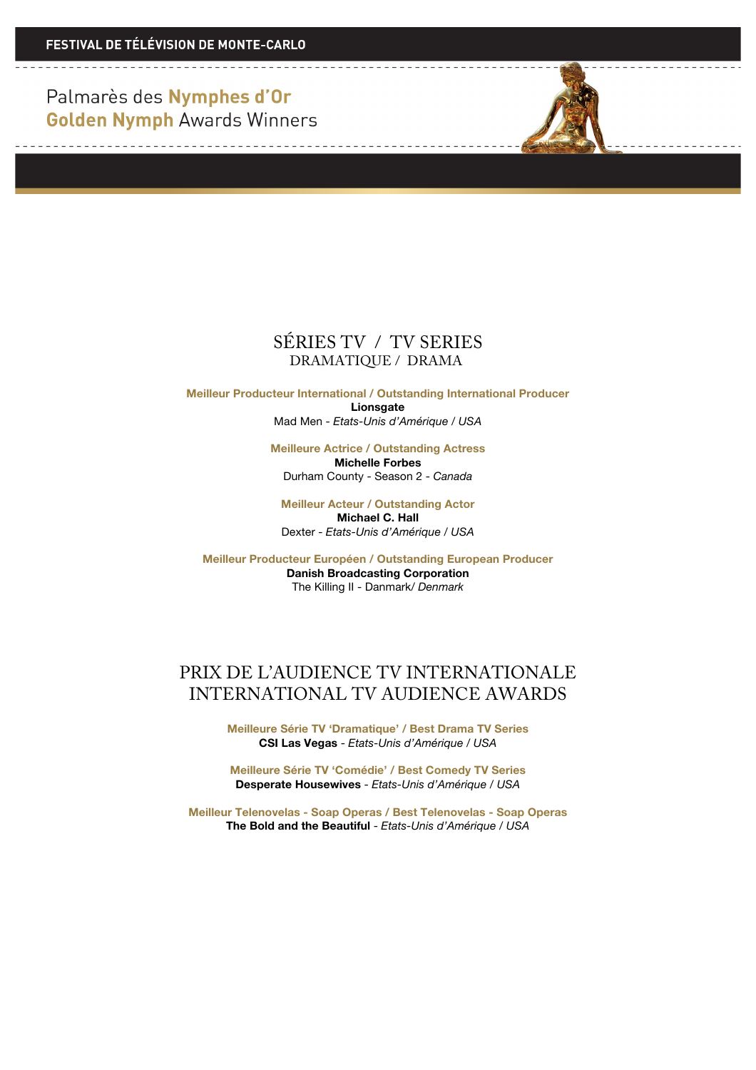# SÉRIES TV / TV SERIES
## DRAMATIQUE / DRAMA

**Meilleur Producteur International / Outstanding International Producer**
**Lionsgate**
Mad Men - *Etats-Unis d'Amérique / USA*

**Meilleure Actrice / Outstanding Actress**
**Michelle Forbes**
Durham County - Season 2 - *Canada*

**Meilleur Acteur / Outstanding Actor**
**Michael C. Hall**
Dexter - *Etats-Unis d'Amérique / USA*

**Meilleur Producteur Européen / Outstanding European Producer**
**Danish Broadcasting Corporation**
The Killing II - Danmark/ *Denmark*

# PRIX DE L'AUDIENCE TV INTERNATIONALE
# INTERNATIONAL TV AUDIENCE AWARDS

**Meilleure Série TV 'Dramatique' / Best Drama TV Series**
**CSI Las Vegas** - *Etats-Unis d'Amérique / USA*

**Meilleure Série TV 'Comédie' / Best Comedy TV Series**
**Desperate Housewives** - *Etats-Unis d'Amérique / USA*

**Meilleur Telenovelas - Soap Operas / Best Telenovelas - Soap Operas**
**The Bold and the Beautiful** - *Etats-Unis d'Amérique / USA*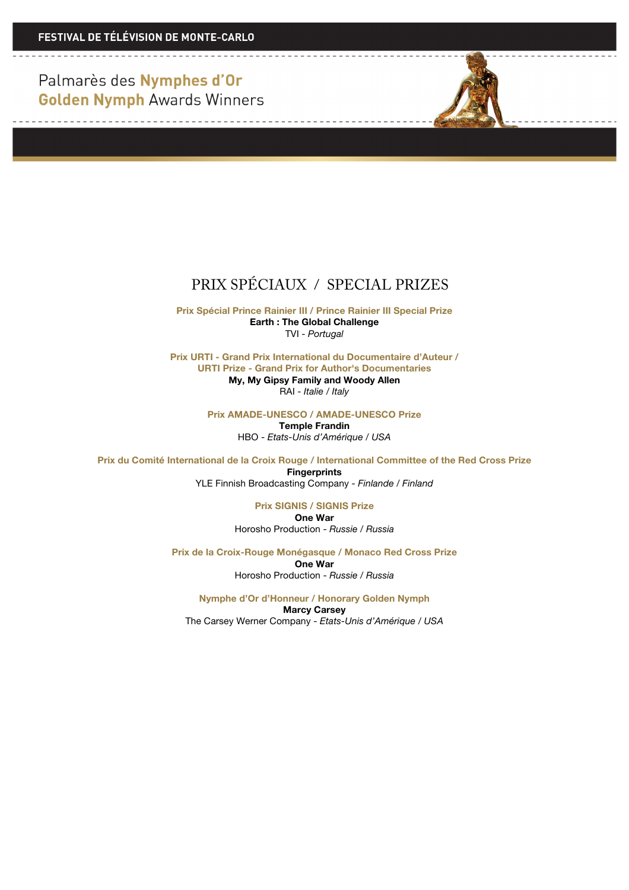# PRIX SPÉCIAUX / SPECIAL PRIZES

**Prix Spécial Prince Rainier III / Prince Rainier III Special Prize**
**Earth : The Global Challenge**
TVI - *Portugal*

**Prix URTI - Grand Prix International du Documentaire d'Auteur / URTI Prize - Grand Prix for Author's Documentaries**
**My, My Gipsy Family and Woody Allen**
RAI - *Italie / Italy*

**Prix AMADE-UNESCO / AMADE-UNESCO Prize**
**Temple Frandin**
HBO - *Etats-Unis d'Amérique / USA*

**Prix du Comité International de la Croix Rouge / International Committee of the Red Cross Prize**
**Fingerprints**
YLE Finnish Broadcasting Company - *Finlande / Finland*

**Prix SIGNIS / SIGNIS Prize**
**One War**
Horosho Production - *Russie / Russia*

**Prix de la Croix-Rouge Monégasque / Monaco Red Cross Prize**
**One War**
Horosho Production - *Russie / Russia*

**Nymphe d'Or d'Honneur / Honorary Golden Nymph**
**Marcy Carsey**
The Carsey Werner Company - *Etats-Unis d'Amérique / USA*